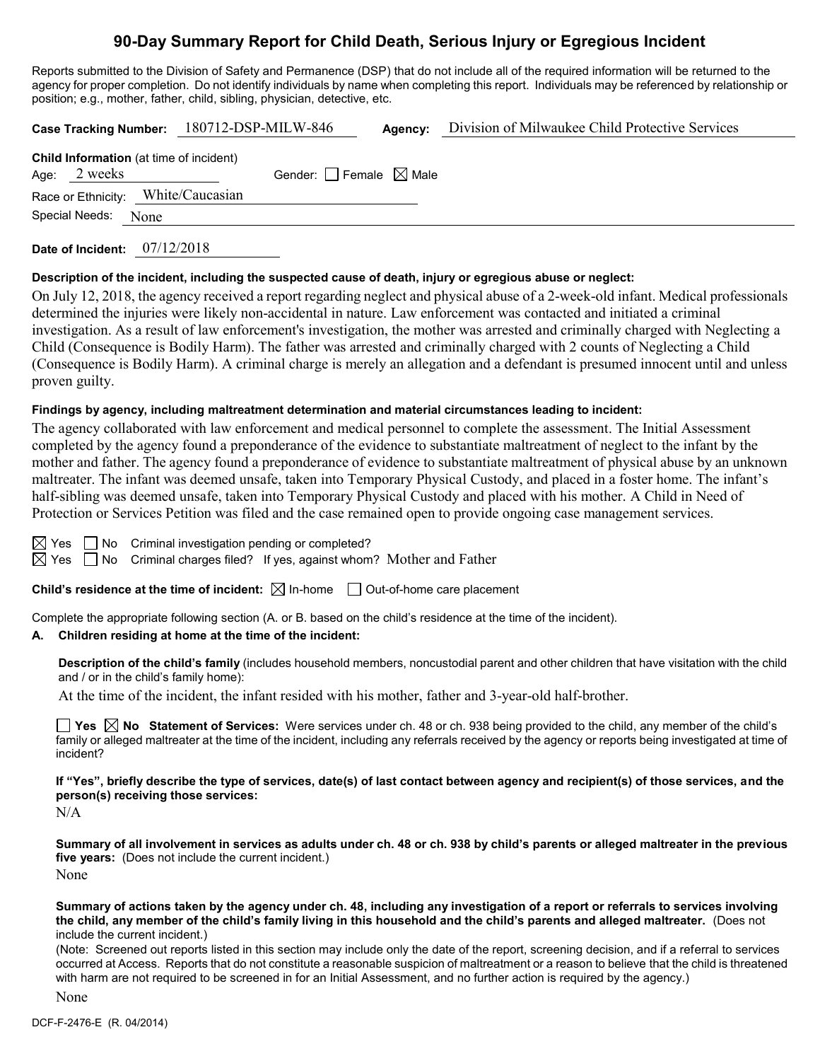# 90-Day Summary Report for Child Death, Serious Injury or Egregious Incident

Reports submitted to the Division of Safety and Permanence (DSP) that do not include all of the required information will be returned to the agency for proper completion. Do not identify individuals by name when completing this report. Individuals may be referenced by relationship or position; e.g., mother, father, child, sibling, physician, detective, etc.

**Case Tracking Number:** 180712-DSP-MILW-846 **Agency:** Division of Milwaukee Child Protective Services

**Child Information** (at time of incident)
Age: 2 weeks Gender: ☐ Female ☒ Male
Race or Ethnicity: White/Caucasian
Special Needs: None

**Date of Incident:** 07/12/2018

**Description of the incident, including the suspected cause of death, injury or egregious abuse or neglect:**

On July 12, 2018, the agency received a report regarding neglect and physical abuse of a 2-week-old infant. Medical professionals determined the injuries were likely non-accidental in nature. Law enforcement was contacted and initiated a criminal investigation. As a result of law enforcement's investigation, the mother was arrested and criminally charged with Neglecting a Child (Consequence is Bodily Harm). The father was arrested and criminally charged with 2 counts of Neglecting a Child (Consequence is Bodily Harm). A criminal charge is merely an allegation and a defendant is presumed innocent until and unless proven guilty.

**Findings by agency, including maltreatment determination and material circumstances leading to incident:**

The agency collaborated with law enforcement and medical personnel to complete the assessment. The Initial Assessment completed by the agency found a preponderance of the evidence to substantiate maltreatment of neglect to the infant by the mother and father. The agency found a preponderance of evidence to substantiate maltreatment of physical abuse by an unknown maltreater. The infant was deemed unsafe, taken into Temporary Physical Custody, and placed in a foster home. The infant's half-sibling was deemed unsafe, taken into Temporary Physical Custody and placed with his mother. A Child in Need of Protection or Services Petition was filed and the case remained open to provide ongoing case management services.

☒ Yes ☐ No Criminal investigation pending or completed?
☒ Yes ☐ No Criminal charges filed? If yes, against whom? Mother and Father

**Child's residence at the time of incident:** ☒ In-home ☐ Out-of-home care placement

Complete the appropriate following section (A. or B. based on the child's residence at the time of the incident).

**A. Children residing at home at the time of the incident:**

**Description of the child's family** (includes household members, noncustodial parent and other children that have visitation with the child and / or in the child's family home):

At the time of the incident, the infant resided with his mother, father and 3-year-old half-brother.

☐ **Yes** ☒ **No Statement of Services:** Were services under ch. 48 or ch. 938 being provided to the child, any member of the child's family or alleged maltreater at the time of the incident, including any referrals received by the agency or reports being investigated at time of incident?

**If "Yes", briefly describe the type of services, date(s) of last contact between agency and recipient(s) of those services, and the person(s) receiving those services:**

N/A

**Summary of all involvement in services as adults under ch. 48 or ch. 938 by child's parents or alleged maltreater in the previous five years:** (Does not include the current incident.)

None

**Summary of actions taken by the agency under ch. 48, including any investigation of a report or referrals to services involving the child, any member of the child's family living in this household and the child's parents and alleged maltreater.** (Does not include the current incident.)

(Note: Screened out reports listed in this section may include only the date of the report, screening decision, and if a referral to services occurred at Access. Reports that do not constitute a reasonable suspicion of maltreatment or a reason to believe that the child is threatened with harm are not required to be screened in for an Initial Assessment, and no further action is required by the agency.)

None

DCF-F-2476-E (R. 04/2014)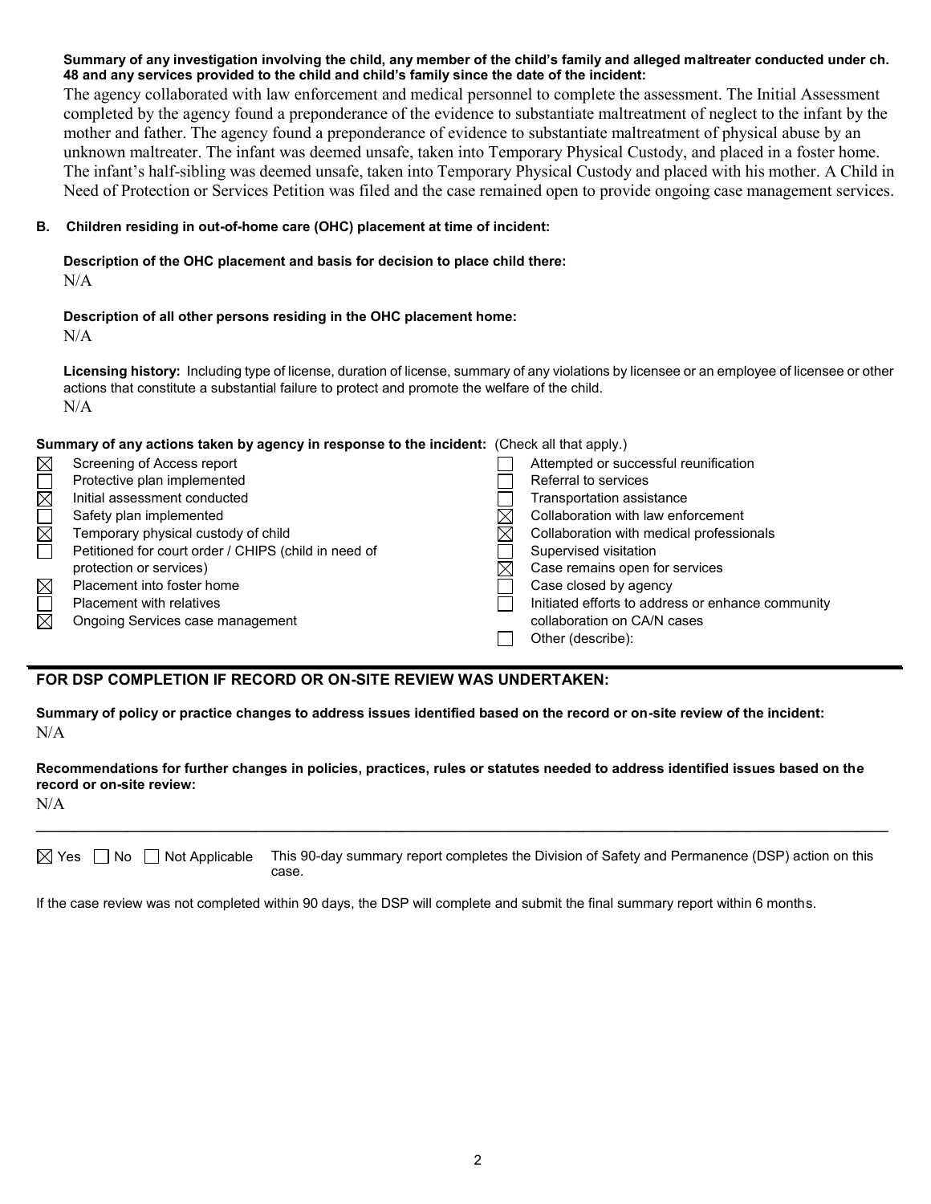**Summary of any investigation involving the child, any member of the child's family and alleged maltreater conducted under ch. 48 and any services provided to the child and child's family since the date of the incident:**

The agency collaborated with law enforcement and medical personnel to complete the assessment. The Initial Assessment completed by the agency found a preponderance of the evidence to substantiate maltreatment of neglect to the infant by the mother and father. The agency found a preponderance of evidence to substantiate maltreatment of physical abuse by an unknown maltreater. The infant was deemed unsafe, taken into Temporary Physical Custody, and placed in a foster home. The infant's half-sibling was deemed unsafe, taken into Temporary Physical Custody and placed with his mother. A Child in Need of Protection or Services Petition was filed and the case remained open to provide ongoing case management services.

**B. Children residing in out-of-home care (OHC) placement at time of incident:**

**Description of the OHC placement and basis for decision to place child there:**
N/A

**Description of all other persons residing in the OHC placement home:**
N/A

**Licensing history:** Including type of license, duration of license, summary of any violations by licensee or an employee of licensee or other actions that constitute a substantial failure to protect and promote the welfare of the child.
N/A

**Summary of any actions taken by agency in response to the incident:** (Check all that apply.)

- ☒ Screening of Access report
- ☐ Protective plan implemented
- ☒ Initial assessment conducted
- ☐ Safety plan implemented
- ☒ Temporary physical custody of child
- ☐ Petitioned for court order / CHIPS (child in need of protection or services)
- ☒ Placement into foster home
- ☐ Placement with relatives
- ☒ Ongoing Services case management
- ☐ Attempted or successful reunification
- ☐ Referral to services
- ☐ Transportation assistance
- ☒ Collaboration with law enforcement
- ☒ Collaboration with medical professionals
- ☐ Supervised visitation
- ☒ Case remains open for services
- ☐ Case closed by agency
- ☐ Initiated efforts to address or enhance community collaboration on CA/N cases
- ☐ Other (describe):

## FOR DSP COMPLETION IF RECORD OR ON-SITE REVIEW WAS UNDERTAKEN:

**Summary of policy or practice changes to address issues identified based on the record or on-site review of the incident:**
N/A

**Recommendations for further changes in policies, practices, rules or statutes needed to address identified issues based on the record or on-site review:**
N/A

☒ Yes ☐ No ☐ Not Applicable — This 90-day summary report completes the Division of Safety and Permanence (DSP) action on this case.

If the case review was not completed within 90 days, the DSP will complete and submit the final summary report within 6 months.